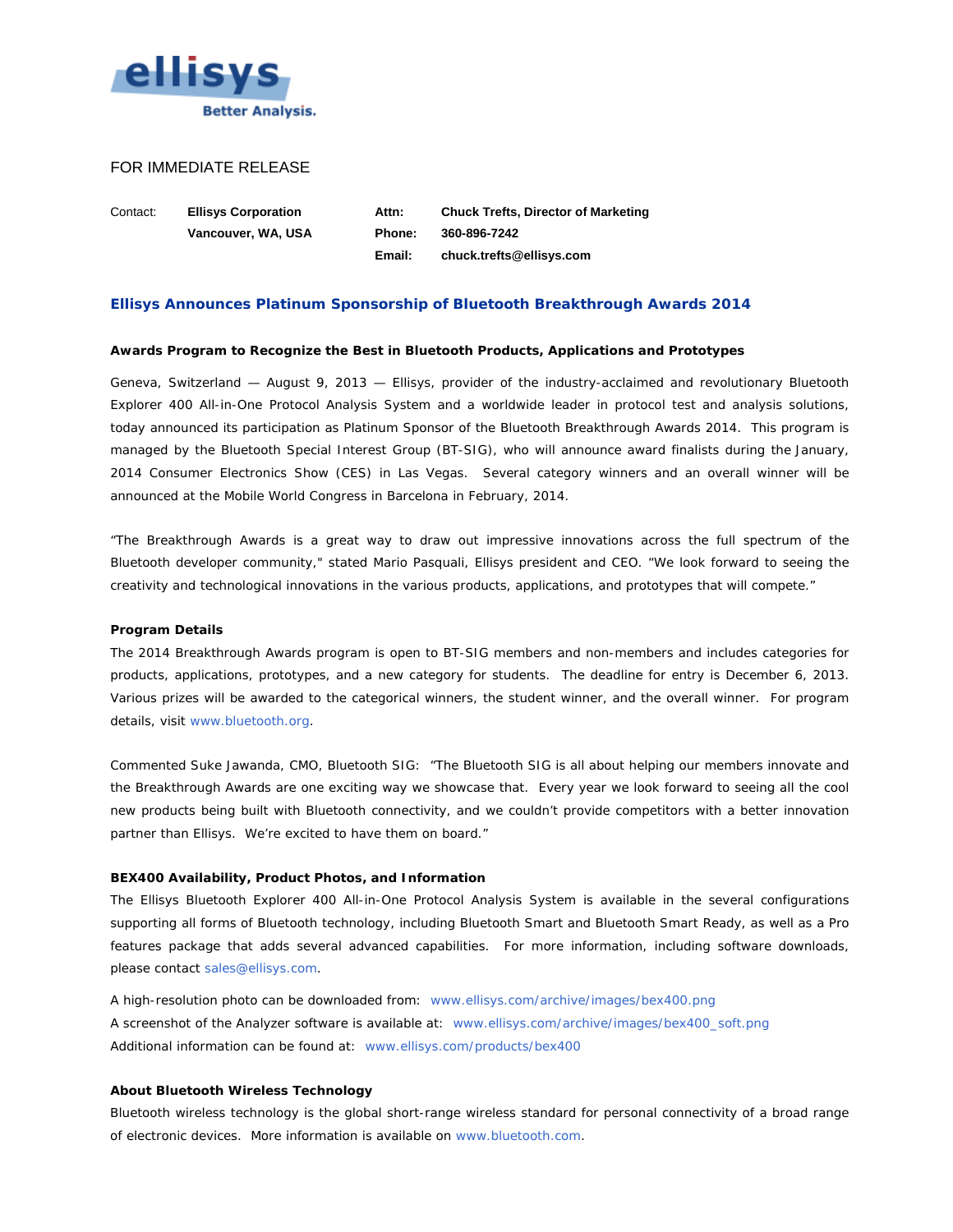ellisys
Better Analysis.

FOR IMMEDIATE RELEASE

| Contact: | **Ellisys Corporation** | **Attn:** | **Chuck Trefts, Director of Marketing** |
|---|---|---|---|
| | **Vancouver, WA, USA** | **Phone:** | **360-896-7242** |
| | | **Email:** | **chuck.trefts@ellisys.com** |

## Ellisys Announces Platinum Sponsorship of Bluetooth Breakthrough Awards 2014

**Awards Program to Recognize the Best in Bluetooth Products, Applications and Prototypes**

Geneva, Switzerland — August 9, 2013 — Ellisys, provider of the industry-acclaimed and revolutionary Bluetooth Explorer 400 All-in-One Protocol Analysis System and a worldwide leader in protocol test and analysis solutions, today announced its participation as Platinum Sponsor of the Bluetooth Breakthrough Awards 2014. This program is managed by the Bluetooth Special Interest Group (BT-SIG), who will announce award finalists during the January, 2014 Consumer Electronics Show (CES) in Las Vegas. Several category winners and an overall winner will be announced at the Mobile World Congress in Barcelona in February, 2014.

"The Breakthrough Awards is a great way to draw out impressive innovations across the full spectrum of the Bluetooth developer community," stated Mario Pasquali, Ellisys president and CEO. "We look forward to seeing the creativity and technological innovations in the various products, applications, and prototypes that will compete."

**Program Details**

The 2014 Breakthrough Awards program is open to BT-SIG members and non-members and includes categories for products, applications, prototypes, and a new category for students. The deadline for entry is December 6, 2013. Various prizes will be awarded to the categorical winners, the student winner, and the overall winner. For program details, visit www.bluetooth.org.

Commented Suke Jawanda, CMO, Bluetooth SIG: "The Bluetooth SIG is all about helping our members innovate and the Breakthrough Awards are one exciting way we showcase that. Every year we look forward to seeing all the cool new products being built with Bluetooth connectivity, and we couldn't provide competitors with a better innovation partner than Ellisys. We're excited to have them on board."

**BEX400 Availability, Product Photos, and Information**

The Ellisys Bluetooth Explorer 400 All-in-One Protocol Analysis System is available in the several configurations supporting all forms of Bluetooth technology, including Bluetooth Smart and Bluetooth Smart Ready, as well as a Pro features package that adds several advanced capabilities. For more information, including software downloads, please contact sales@ellisys.com.

A high-resolution photo can be downloaded from: www.ellisys.com/archive/images/bex400.png
A screenshot of the Analyzer software is available at: www.ellisys.com/archive/images/bex400_soft.png
Additional information can be found at: www.ellisys.com/products/bex400

**About Bluetooth Wireless Technology**

Bluetooth wireless technology is the global short-range wireless standard for personal connectivity of a broad range of electronic devices. More information is available on www.bluetooth.com.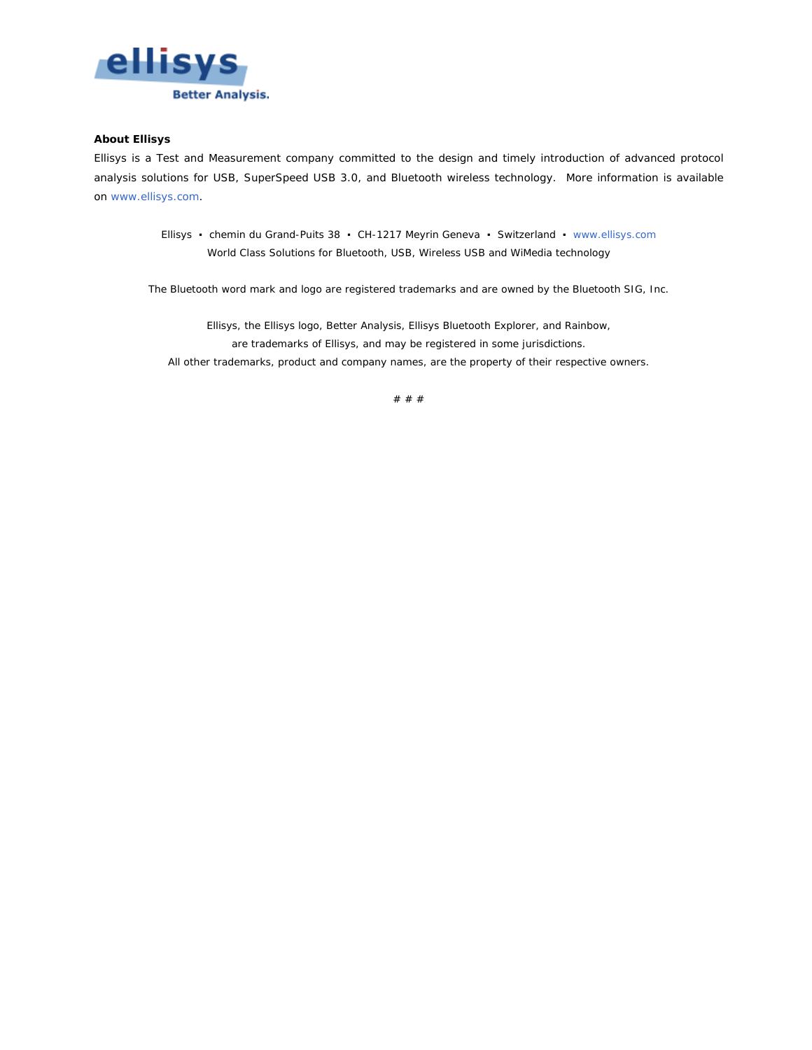**About Ellisys**

Ellisys is a Test and Measurement company committed to the design and timely introduction of advanced protocol analysis solutions for USB, SuperSpeed USB 3.0, and Bluetooth wireless technology. More information is available on www.ellisys.com.

Ellisys ▪ chemin du Grand-Puits 38 ▪ CH-1217 Meyrin Geneva ▪ Switzerland ▪ www.ellisys.com
World Class Solutions for Bluetooth, USB, Wireless USB and WiMedia technology

The Bluetooth word mark and logo are registered trademarks and are owned by the Bluetooth SIG, Inc.

Ellisys, the Ellisys logo, Better Analysis, Ellisys Bluetooth Explorer, and Rainbow,
are trademarks of Ellisys, and may be registered in some jurisdictions.
All other trademarks, product and company names, are the property of their respective owners.

# # #